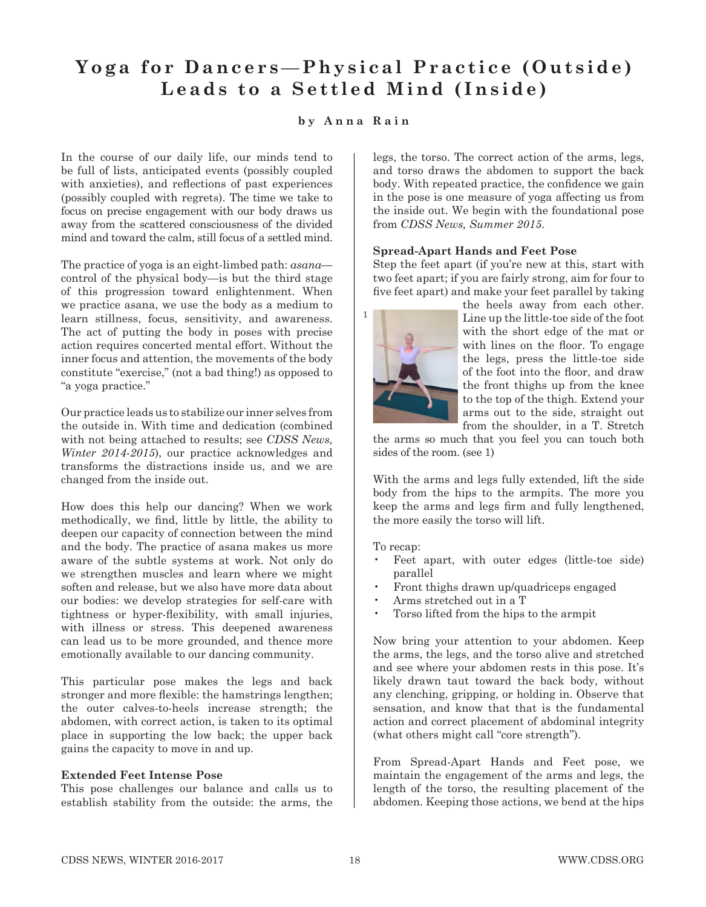# Yoga for Dancers—Physical Practice (Outside) Leads to a Settled Mind (Inside)

**by Anna Rain**

In the course of our daily life, our minds tend to be full of lists, anticipated events (possibly coupled with anxieties), and reflections of past experiences (possibly coupled with regrets). The time we take to focus on precise engagement with our body draws us away from the scattered consciousness of the divided mind and toward the calm, still focus of a settled mind.

The practice of yoga is an eight-limbed path: *asana*—control of the physical body—is but the third stage of this progression toward enlightenment. When we practice asana, we use the body as a medium to learn stillness, focus, sensitivity, and awareness. The act of putting the body in poses with precise action requires concerted mental effort. Without the inner focus and attention, the movements of the body constitute "exercise," (not a bad thing!) as opposed to "a yoga practice."

Our practice leads us to stabilize our inner selves from the outside in. With time and dedication (combined with not being attached to results; see *CDSS News, Winter 2014-2015*), our practice acknowledges and transforms the distractions inside us, and we are changed from the inside out.

How does this help our dancing? When we work methodically, we find, little by little, the ability to deepen our capacity of connection between the mind and the body. The practice of asana makes us more aware of the subtle systems at work. Not only do we strengthen muscles and learn where we might soften and release, but we also have more data about our bodies: we develop strategies for self-care with tightness or hyper-flexibility, with small injuries, with illness or stress. This deepened awareness can lead us to be more grounded, and thence more emotionally available to our dancing community.

This particular pose makes the legs and back stronger and more flexible: the hamstrings lengthen; the outer calves-to-heels increase strength; the abdomen, with correct action, is taken to its optimal place in supporting the low back; the upper back gains the capacity to move in and up.

**Extended Feet Intense Pose**

This pose challenges our balance and calls us to establish stability from the outside: the arms, the legs, the torso. The correct action of the arms, legs, and torso draws the abdomen to support the back body. With repeated practice, the confidence we gain in the pose is one measure of yoga affecting us from the inside out. We begin with the foundational pose from *CDSS News, Summer 2015*.

**Spread-Apart Hands and Feet Pose**

Step the feet apart (if you're new at this, start with two feet apart; if you are fairly strong, aim for four to five feet apart) and make your feet parallel by taking the heels away from each other. Line up the little-toe side of the foot with the short edge of the mat or with lines on the floor. To engage the legs, press the little-toe side of the foot into the floor, and draw the front thighs up from the knee to the top of the thigh. Extend your arms out to the side, straight out from the shoulder, in a T. Stretch the arms so much that you feel you can touch both sides of the room. (see 1)

With the arms and legs fully extended, lift the side body from the hips to the armpits. The more you keep the arms and legs firm and fully lengthened, the more easily the torso will lift.

To recap:

- Feet apart, with outer edges (little-toe side) parallel
- Front thighs drawn up/quadriceps engaged
- Arms stretched out in a T
- Torso lifted from the hips to the armpit

Now bring your attention to your abdomen. Keep the arms, the legs, and the torso alive and stretched and see where your abdomen rests in this pose. It's likely drawn taut toward the back body, without any clenching, gripping, or holding in. Observe that sensation, and know that that is the fundamental action and correct placement of abdominal integrity (what others might call "core strength").

From Spread-Apart Hands and Feet pose, we maintain the engagement of the arms and legs, the length of the torso, the resulting placement of the abdomen. Keeping those actions, we bend at the hips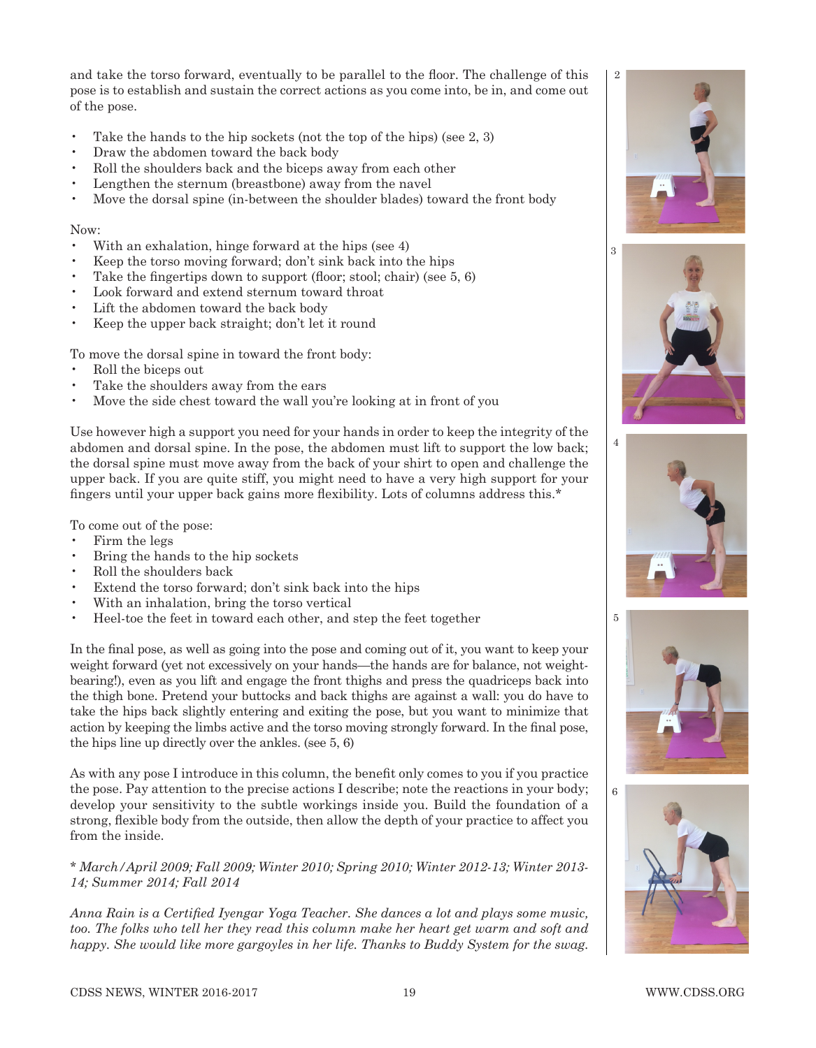and take the torso forward, eventually to be parallel to the floor. The challenge of this pose is to establish and sustain the correct actions as you come into, be in, and come out of the pose.

- Take the hands to the hip sockets (not the top of the hips) (see 2, 3)
- Draw the abdomen toward the back body
- Roll the shoulders back and the biceps away from each other
- Lengthen the sternum (breastbone) away from the navel
- Move the dorsal spine (in-between the shoulder blades) toward the front body

Now:

- With an exhalation, hinge forward at the hips (see 4)
- Keep the torso moving forward; don't sink back into the hips
- Take the fingertips down to support (floor; stool; chair) (see 5, 6)
- Look forward and extend sternum toward throat
- Lift the abdomen toward the back body
- Keep the upper back straight; don't let it round

To move the dorsal spine in toward the front body:

- Roll the biceps out
- Take the shoulders away from the ears
- Move the side chest toward the wall you're looking at in front of you

Use however high a support you need for your hands in order to keep the integrity of the abdomen and dorsal spine. In the pose, the abdomen must lift to support the low back; the dorsal spine must move away from the back of your shirt to open and challenge the upper back. If you are quite stiff, you might need to have a very high support for your fingers until your upper back gains more flexibility. Lots of columns address this.*

To come out of the pose:

- Firm the legs
- Bring the hands to the hip sockets
- Roll the shoulders back
- Extend the torso forward; don't sink back into the hips
- With an inhalation, bring the torso vertical
- Heel-toe the feet in toward each other, and step the feet together

In the final pose, as well as going into the pose and coming out of it, you want to keep your weight forward (yet not excessively on your hands—the hands are for balance, not weight-bearing!), even as you lift and engage the front thighs and press the quadriceps back into the thigh bone. Pretend your buttocks and back thighs are against a wall: you do have to take the hips back slightly entering and exiting the pose, but you want to minimize that action by keeping the limbs active and the torso moving strongly forward. In the final pose, the hips line up directly over the ankles. (see 5, 6)

As with any pose I introduce in this column, the benefit only comes to you if you practice the pose. Pay attention to the precise actions I describe; note the reactions in your body; develop your sensitivity to the subtle workings inside you. Build the foundation of a strong, flexible body from the outside, then allow the depth of your practice to affect you from the inside.

\* *March/April 2009; Fall 2009; Winter 2010; Spring 2010; Winter 2012-13; Winter 2013-14; Summer 2014; Fall 2014*

*Anna Rain is a Certified Iyengar Yoga Teacher. She dances a lot and plays some music, too. The folks who tell her they read this column make her heart get warm and soft and happy. She would like more gargoyles in her life. Thanks to Buddy System for the swag.*

2

3

4

5

6